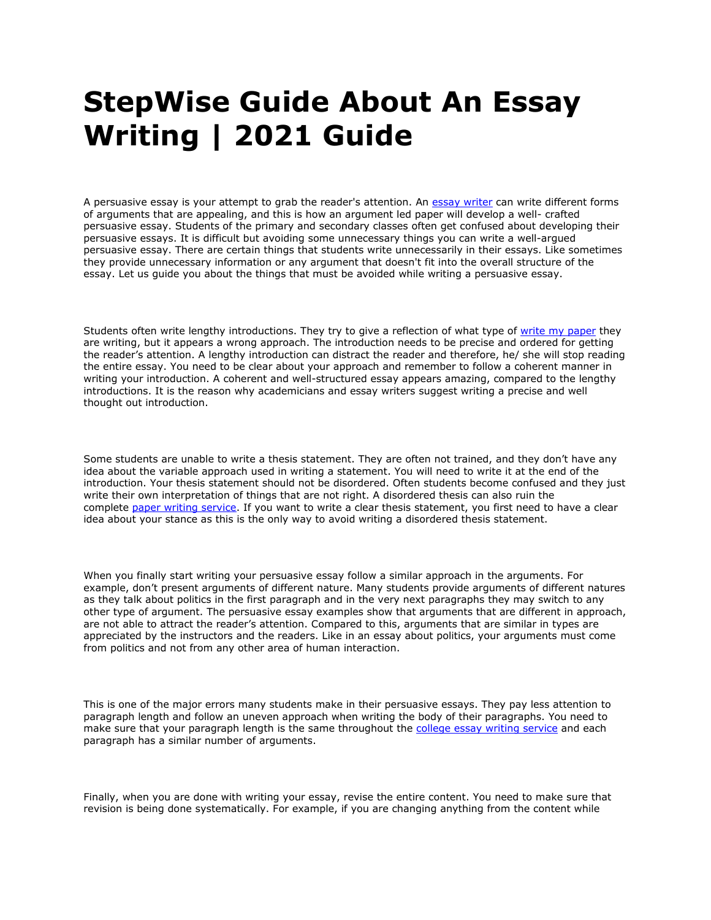# StepWise Guide About An Essay Writing | 2021 Guide

A persuasive essay is your attempt to grab the reader's attention. An essay writer can write different forms of arguments that are appealing, and this is how an argument led paper will develop a well- crafted persuasive essay. Students of the primary and secondary classes often get confused about developing their persuasive essays. It is difficult but avoiding some unnecessary things you can write a well-argued persuasive essay. There are certain things that students write unnecessarily in their essays. Like sometimes they provide unnecessary information or any argument that doesn't fit into the overall structure of the essay. Let us guide you about the things that must be avoided while writing a persuasive essay.

Students often write lengthy introductions. They try to give a reflection of what type of write my paper they are writing, but it appears a wrong approach. The introduction needs to be precise and ordered for getting the reader's attention. A lengthy introduction can distract the reader and therefore, he/ she will stop reading the entire essay. You need to be clear about your approach and remember to follow a coherent manner in writing your introduction. A coherent and well-structured essay appears amazing, compared to the lengthy introductions. It is the reason why academicians and essay writers suggest writing a precise and well thought out introduction.

Some students are unable to write a thesis statement. They are often not trained, and they don't have any idea about the variable approach used in writing a statement. You will need to write it at the end of the introduction. Your thesis statement should not be disordered. Often students become confused and they just write their own interpretation of things that are not right. A disordered thesis can also ruin the complete paper writing service. If you want to write a clear thesis statement, you first need to have a clear idea about your stance as this is the only way to avoid writing a disordered thesis statement.

When you finally start writing your persuasive essay follow a similar approach in the arguments. For example, don't present arguments of different nature. Many students provide arguments of different natures as they talk about politics in the first paragraph and in the very next paragraphs they may switch to any other type of argument. The persuasive essay examples show that arguments that are different in approach, are not able to attract the reader's attention. Compared to this, arguments that are similar in types are appreciated by the instructors and the readers. Like in an essay about politics, your arguments must come from politics and not from any other area of human interaction.

This is one of the major errors many students make in their persuasive essays. They pay less attention to paragraph length and follow an uneven approach when writing the body of their paragraphs. You need to make sure that your paragraph length is the same throughout the college essay writing service and each paragraph has a similar number of arguments.

Finally, when you are done with writing your essay, revise the entire content. You need to make sure that revision is being done systematically. For example, if you are changing anything from the content while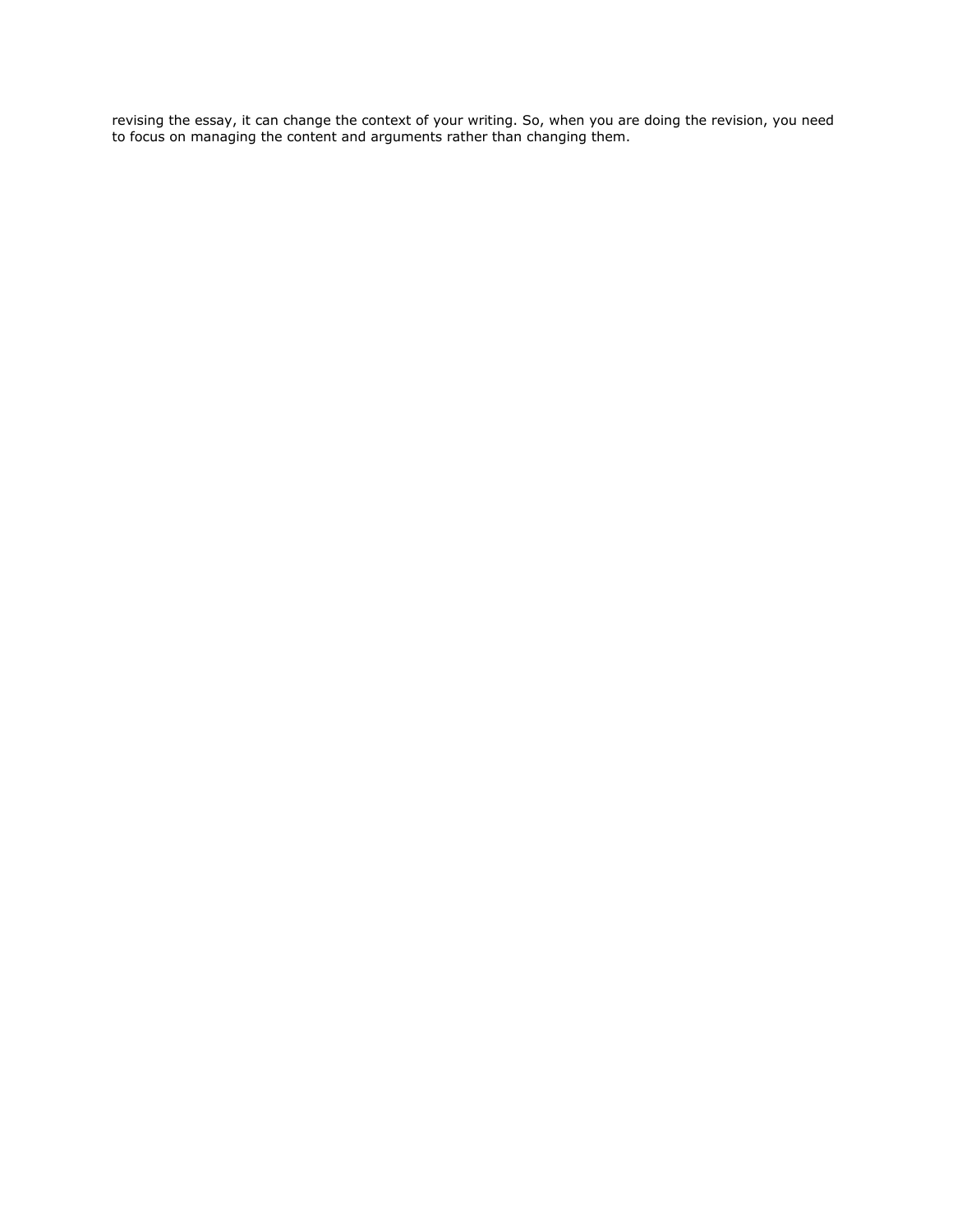revising the essay, it can change the context of your writing. So, when you are doing the revision, you need to focus on managing the content and arguments rather than changing them.